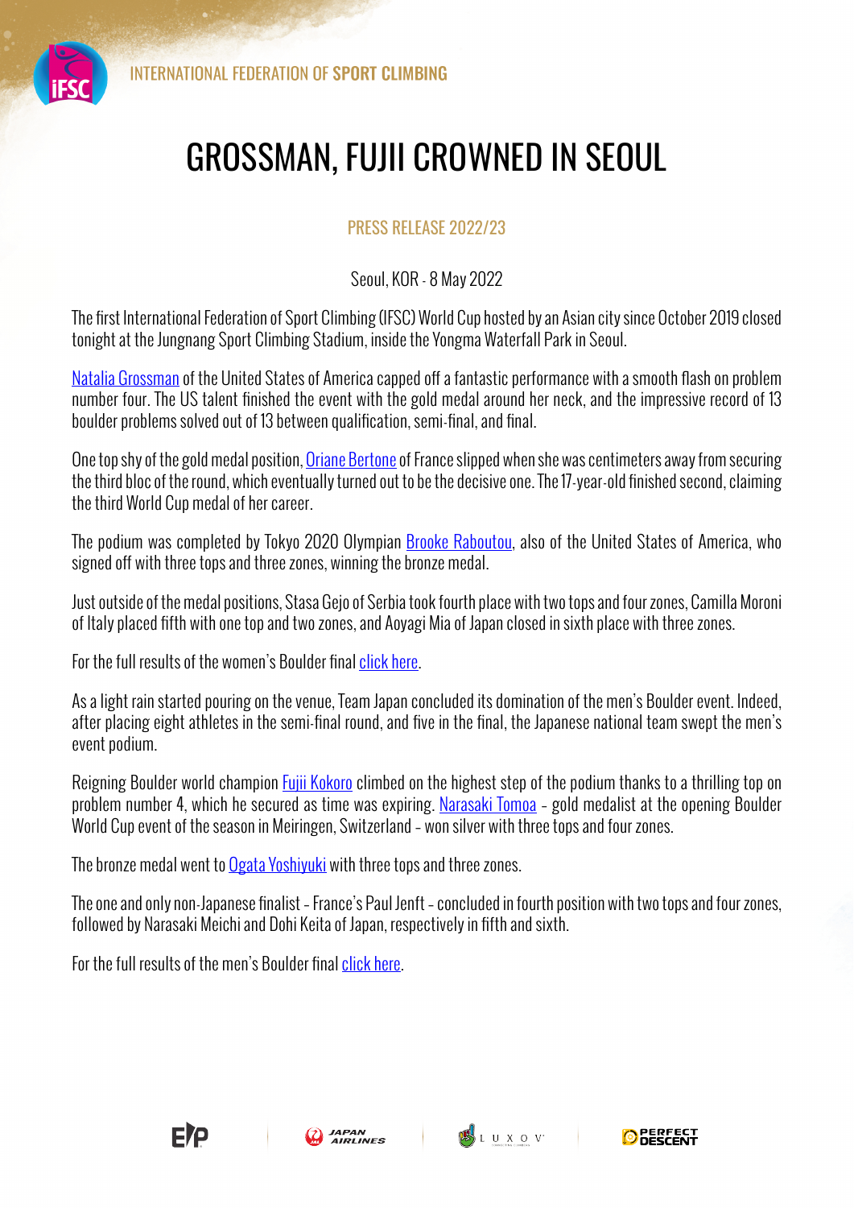INTERNATIONAL FEDERATION OF **SPORT CLIMBING**

# GROSSMAN, FUJII CROWNED IN SEOUL

PRESS RELEASE 2022/23

Seoul, KOR - 8 May 2022

The first International Federation of Sport Climbing (IFSC) World Cup hosted by an Asian city since October 2019 closed tonight at the Jungnang Sport Climbing Stadium, inside the Yongma Waterfall Park in Seoul.

Natalia Grossman of the United States of America capped off a fantastic performance with a smooth flash on problem number four. The US talent finished the event with the gold medal around her neck, and the impressive record of 13 boulder problems solved out of 13 between qualification, semi-final, and final.

One top shy of the gold medal position, Oriane Bertone of France slipped when she was centimeters away from securing the third bloc of the round, which eventually turned out to be the decisive one. The 17-year-old finished second, claiming the third World Cup medal of her career.

The podium was completed by Tokyo 2020 Olympian Brooke Raboutou, also of the United States of America, who signed off with three tops and three zones, winning the bronze medal.

Just outside of the medal positions, Stasa Gejo of Serbia took fourth place with two tops and four zones, Camilla Moroni of Italy placed fifth with one top and two zones, and Aoyagi Mia of Japan closed in sixth place with three zones.

For the full results of the women's Boulder final click here.

As a light rain started pouring on the venue, Team Japan concluded its domination of the men's Boulder event. Indeed, after placing eight athletes in the semi-final round, and five in the final, the Japanese national team swept the men's event podium.

Reigning Boulder world champion Fujii Kokoro climbed on the highest step of the podium thanks to a thrilling top on problem number 4, which he secured as time was expiring. Narasaki Tomoa – gold medalist at the opening Boulder World Cup event of the season in Meiringen, Switzerland – won silver with three tops and four zones.

The bronze medal went to Ogata Yoshiyuki with three tops and three zones.

The one and only non-Japanese finalist – France's Paul Jenft – concluded in fourth position with two tops and four zones, followed by Narasaki Meichi and Dohi Keita of Japan, respectively in fifth and sixth.

For the full results of the men's Boulder final click here.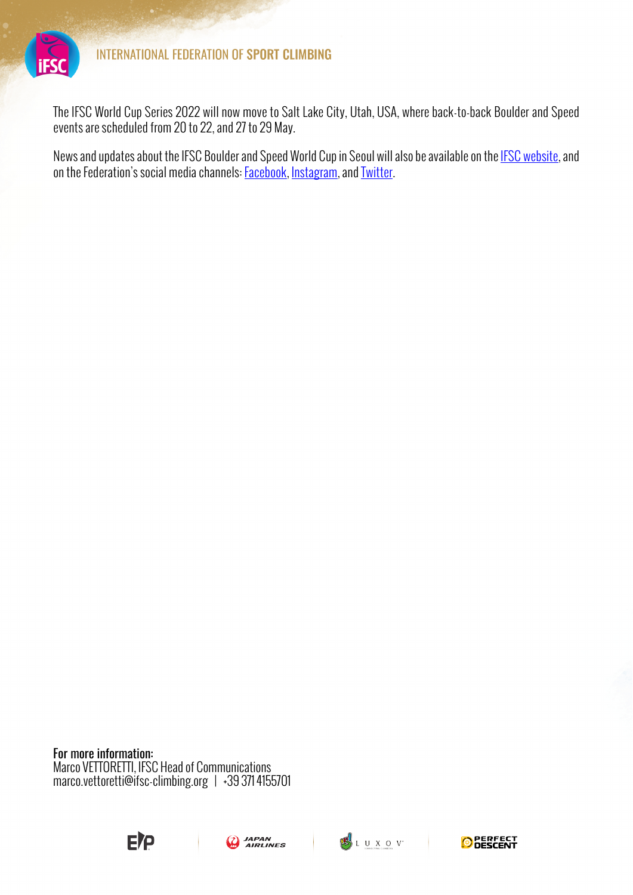The IFSC World Cup Series 2022 will now move to Salt Lake City, Utah, USA, where back-to-back Boulder and Speed events are scheduled from 20 to 22, and 27 to 29 May.

News and updates about the IFSC Boulder and Speed World Cup in Seoul will also be available on the IFSC website, and on the Federation's social media channels: Facebook, Instagram, and Twitter.

**For more information:**
Marco VETTORETTI, IFSC Head of Communications
marco.vettoretti@ifsc-climbing.org | +39 371 4155701